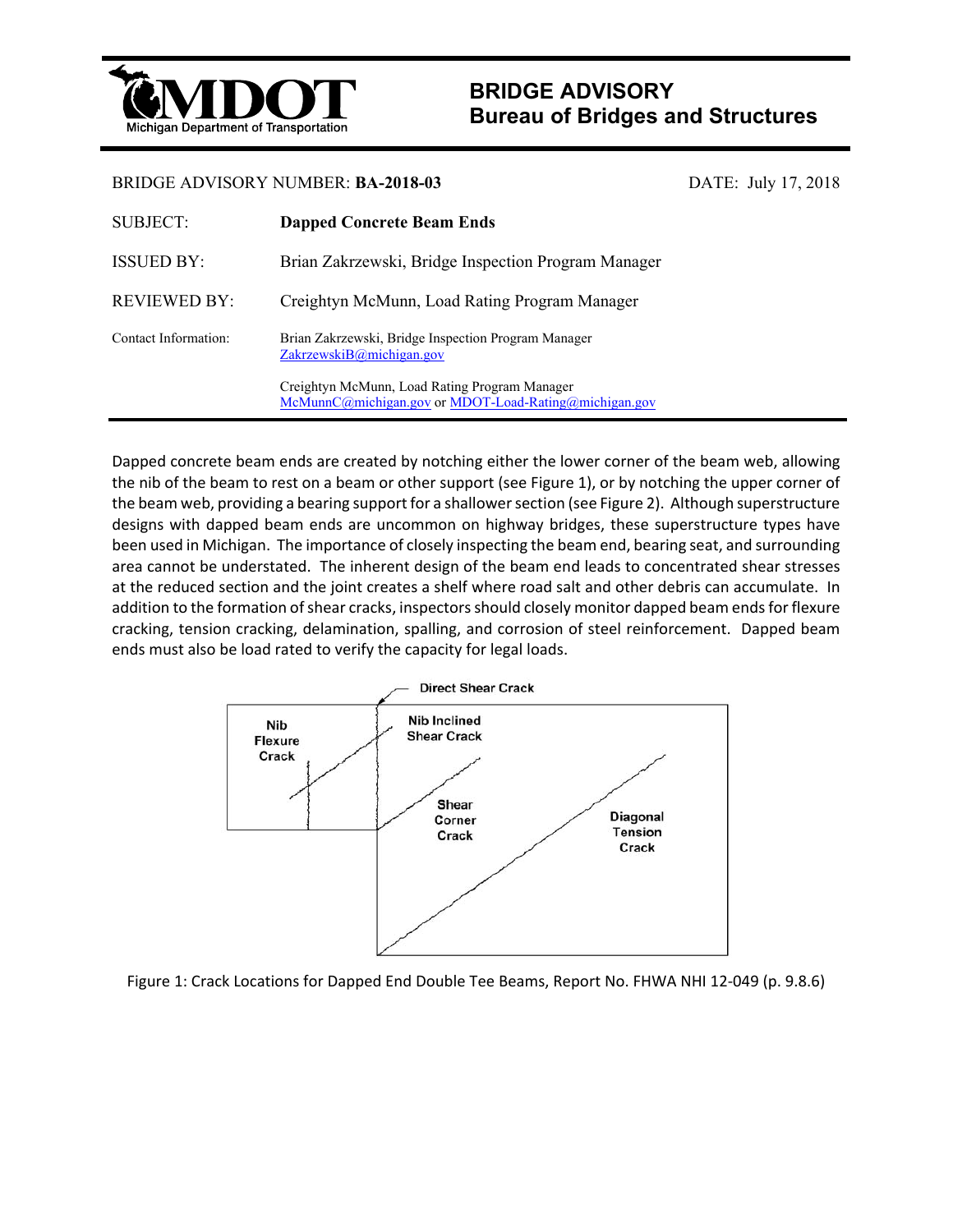# BRIDGE ADVISORY
## Bureau of Bridges and Structures

MDOT
Michigan Department of Transportation

BRIDGE ADVISORY NUMBER: **BA-2018-03**

DATE: July 17, 2018

| | |
|---|---|
| SUBJECT: | **Dapped Concrete Beam Ends** |
| ISSUED BY: | Brian Zakrzewski, Bridge Inspection Program Manager |
| REVIEWED BY: | Creightyn McMunn, Load Rating Program Manager |
| Contact Information: | Brian Zakrzewski, Bridge Inspection Program Manager<br>ZakrzewskiB@michigan.gov<br><br>Creightyn McMunn, Load Rating Program Manager<br>McMunnC@michigan.gov or MDOT-Load-Rating@michigan.gov |

Dapped concrete beam ends are created by notching either the lower corner of the beam web, allowing the nib of the beam to rest on a beam or other support (see Figure 1), or by notching the upper corner of the beam web, providing a bearing support for a shallower section (see Figure 2). Although superstructure designs with dapped beam ends are uncommon on highway bridges, these superstructure types have been used in Michigan. The importance of closely inspecting the beam end, bearing seat, and surrounding area cannot be understated. The inherent design of the beam end leads to concentrated shear stresses at the reduced section and the joint creates a shelf where road salt and other debris can accumulate. In addition to the formation of shear cracks, inspectors should closely monitor dapped beam ends for flexure cracking, tension cracking, delamination, spalling, and corrosion of steel reinforcement. Dapped beam ends must also be load rated to verify the capacity for legal loads.

Direct Shear Crack

Nib Flexure Crack

Nib Inclined Shear Crack

Shear Corner Crack

Diagonal Tension Crack

Figure 1: Crack Locations for Dapped End Double Tee Beams, Report No. FHWA NHI 12-049 (p. 9.8.6)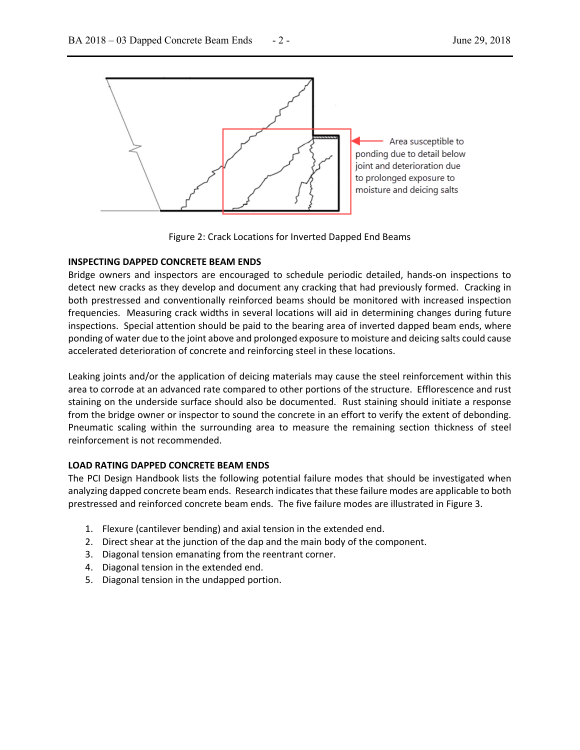Area susceptible to ponding due to detail below joint and deterioration due to prolonged exposure to moisture and deicing salts

Figure 2: Crack Locations for Inverted Dapped End Beams

## INSPECTING DAPPED CONCRETE BEAM ENDS

Bridge owners and inspectors are encouraged to schedule periodic detailed, hands-on inspections to detect new cracks as they develop and document any cracking that had previously formed. Cracking in both prestressed and conventionally reinforced beams should be monitored with increased inspection frequencies. Measuring crack widths in several locations will aid in determining changes during future inspections. Special attention should be paid to the bearing area of inverted dapped beam ends, where ponding of water due to the joint above and prolonged exposure to moisture and deicing salts could cause accelerated deterioration of concrete and reinforcing steel in these locations.

Leaking joints and/or the application of deicing materials may cause the steel reinforcement within this area to corrode at an advanced rate compared to other portions of the structure. Efflorescence and rust staining on the underside surface should also be documented. Rust staining should initiate a response from the bridge owner or inspector to sound the concrete in an effort to verify the extent of debonding. Pneumatic scaling within the surrounding area to measure the remaining section thickness of steel reinforcement is not recommended.

## LOAD RATING DAPPED CONCRETE BEAM ENDS

The PCI Design Handbook lists the following potential failure modes that should be investigated when analyzing dapped concrete beam ends. Research indicates that these failure modes are applicable to both prestressed and reinforced concrete beam ends. The five failure modes are illustrated in Figure 3.

1. Flexure (cantilever bending) and axial tension in the extended end.
2. Direct shear at the junction of the dap and the main body of the component.
3. Diagonal tension emanating from the reentrant corner.
4. Diagonal tension in the extended end.
5. Diagonal tension in the undapped portion.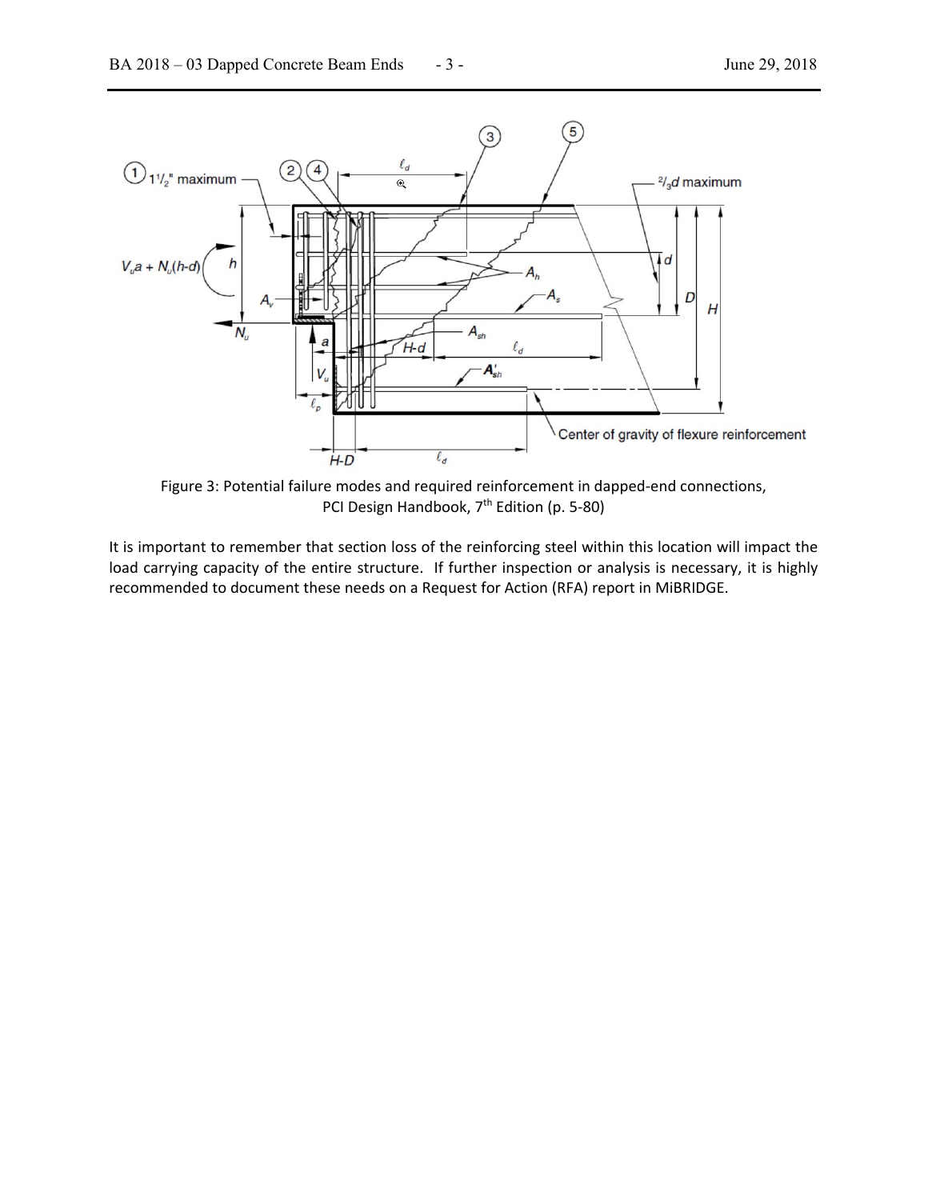$1\,1\frac{1}{2}$" maximum

2

4

3

5

$\ell_d$

$^2/_3 d$ maximum

$V_u a + N_u(h\text{-}d)$

$h$

$d$

$A_h$

$A_v$

$A_s$

$D$

$H$

$N_u$

$a$

$A_{sh}$

$H\text{-}d$

$\ell_d$

$V_u$

$A'_{sh}$

$\ell_p$

Center of gravity of flexure reinforcement

$H\text{-}D$

$\ell_d$

Figure 3: Potential failure modes and required reinforcement in dapped-end connections, PCI Design Handbook, 7th Edition (p. 5-80)

It is important to remember that section loss of the reinforcing steel within this location will impact the load carrying capacity of the entire structure. If further inspection or analysis is necessary, it is highly recommended to document these needs on a Request for Action (RFA) report in MiBRIDGE.